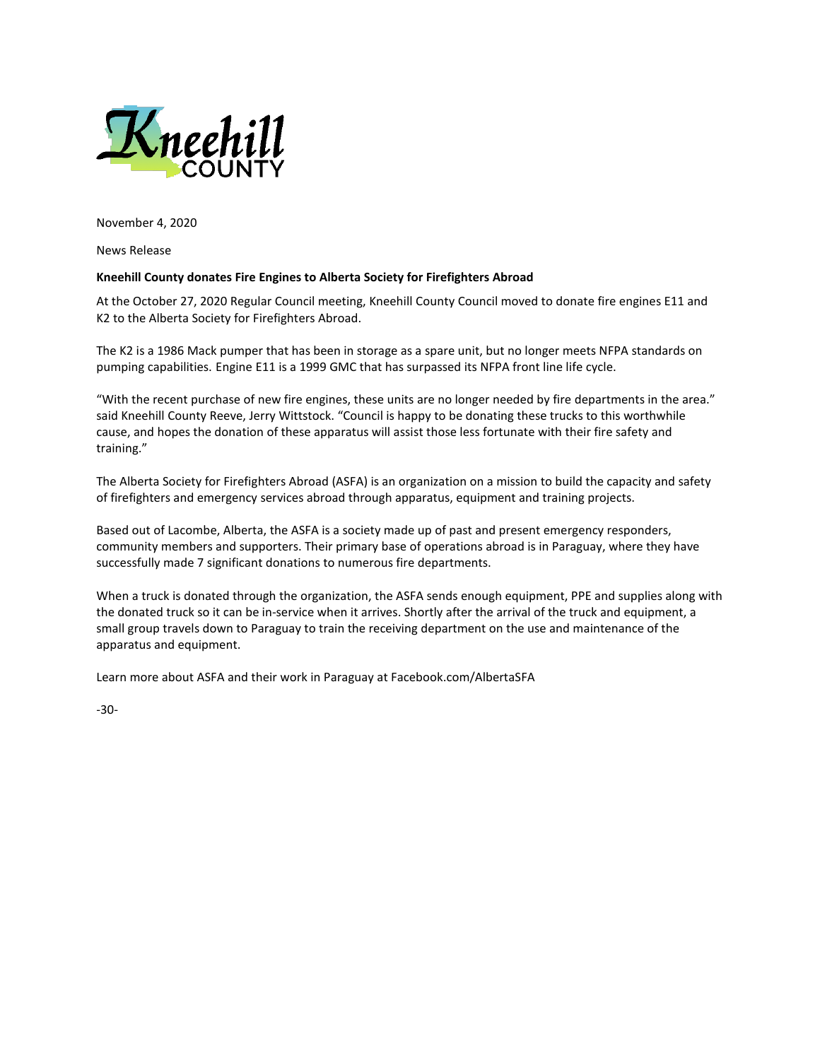Kneehill COUNTY

November 4, 2020

News Release

**Kneehill County donates Fire Engines to Alberta Society for Firefighters Abroad**

At the October 27, 2020 Regular Council meeting, Kneehill County Council moved to donate fire engines E11 and K2 to the Alberta Society for Firefighters Abroad.

The K2 is a 1986 Mack pumper that has been in storage as a spare unit, but no longer meets NFPA standards on pumping capabilities. Engine E11 is a 1999 GMC that has surpassed its NFPA front line life cycle.

"With the recent purchase of new fire engines, these units are no longer needed by fire departments in the area." said Kneehill County Reeve, Jerry Wittstock. "Council is happy to be donating these trucks to this worthwhile cause, and hopes the donation of these apparatus will assist those less fortunate with their fire safety and training."

The Alberta Society for Firefighters Abroad (ASFA) is an organization on a mission to build the capacity and safety of firefighters and emergency services abroad through apparatus, equipment and training projects.

Based out of Lacombe, Alberta, the ASFA is a society made up of past and present emergency responders, community members and supporters. Their primary base of operations abroad is in Paraguay, where they have successfully made 7 significant donations to numerous fire departments.

When a truck is donated through the organization, the ASFA sends enough equipment, PPE and supplies along with the donated truck so it can be in-service when it arrives. Shortly after the arrival of the truck and equipment, a small group travels down to Paraguay to train the receiving department on the use and maintenance of the apparatus and equipment.

Learn more about ASFA and their work in Paraguay at Facebook.com/AlbertaSFA

-30-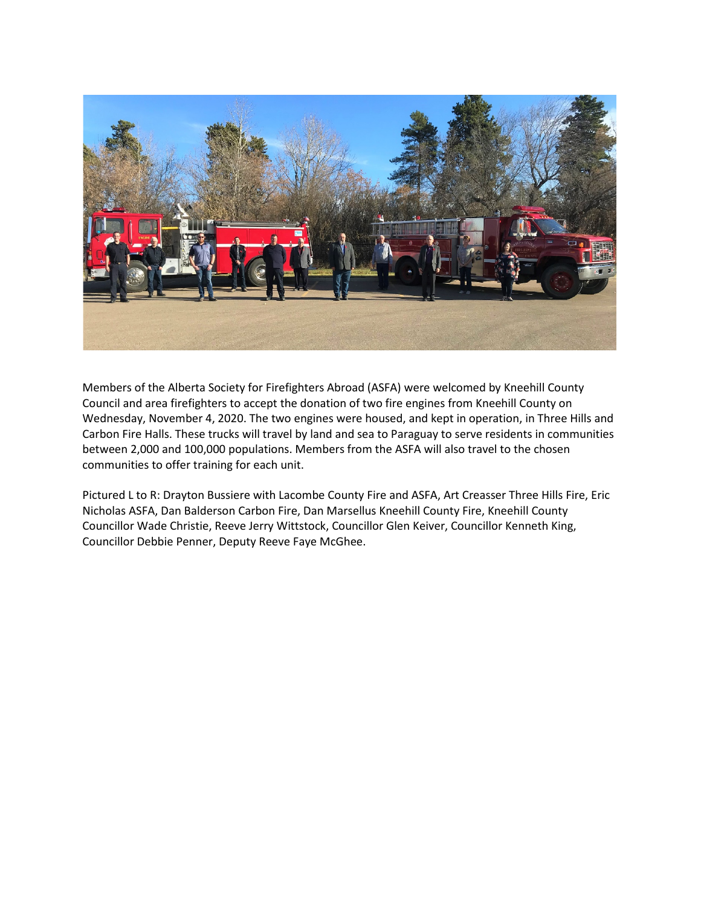Members of the Alberta Society for Firefighters Abroad (ASFA) were welcomed by Kneehill County Council and area firefighters to accept the donation of two fire engines from Kneehill County on Wednesday, November 4, 2020. The two engines were housed, and kept in operation, in Three Hills and Carbon Fire Halls. These trucks will travel by land and sea to Paraguay to serve residents in communities between 2,000 and 100,000 populations. Members from the ASFA will also travel to the chosen communities to offer training for each unit.

Pictured L to R: Drayton Bussiere with Lacombe County Fire and ASFA, Art Creasser Three Hills Fire, Eric Nicholas ASFA, Dan Balderson Carbon Fire, Dan Marsellus Kneehill County Fire, Kneehill County Councillor Wade Christie, Reeve Jerry Wittstock, Councillor Glen Keiver, Councillor Kenneth King, Councillor Debbie Penner, Deputy Reeve Faye McGhee.